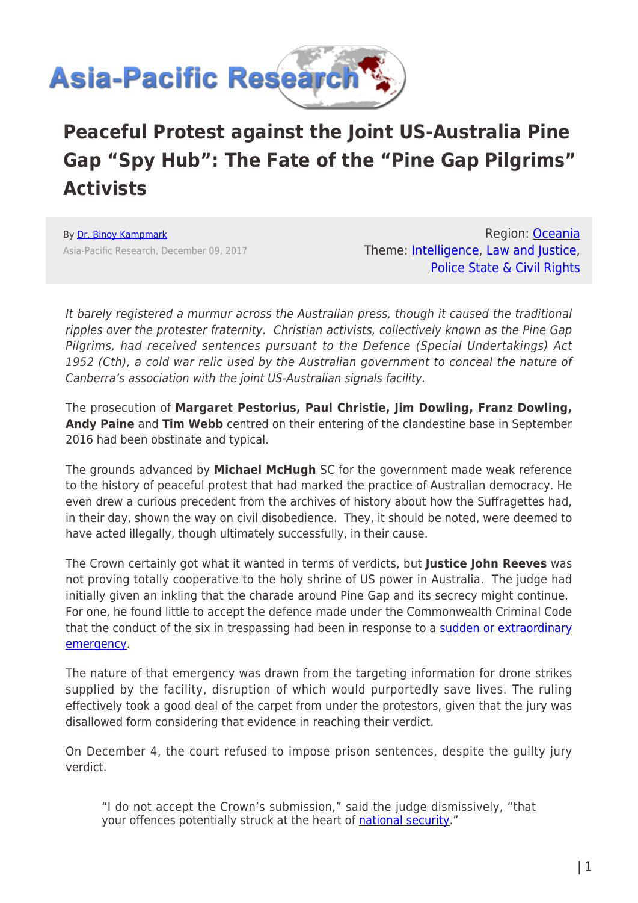# Peaceful Protest against the Joint US-Australia Pine Gap "Spy Hub": The Fate of the "Pine Gap Pilgrims" Activists

By Dr. Binoy Kampmark
Asia-Pacific Research, December 09, 2017

Region: Oceania
Theme: Intelligence, Law and Justice, Police State & Civil Rights

*It barely registered a murmur across the Australian press, though it caused the traditional ripples over the protester fraternity. Christian activists, collectively known as the Pine Gap Pilgrims, had received sentences pursuant to the Defence (Special Undertakings) Act 1952 (Cth), a cold war relic used by the Australian government to conceal the nature of Canberra's association with the joint US-Australian signals facility.*

The prosecution of **Margaret Pestorius, Paul Christie, Jim Dowling, Franz Dowling, Andy Paine** and **Tim Webb** centred on their entering of the clandestine base in September 2016 had been obstinate and typical.

The grounds advanced by **Michael McHugh** SC for the government made weak reference to the history of peaceful protest that had marked the practice of Australian democracy. He even drew a curious precedent from the archives of history about how the Suffragettes had, in their day, shown the way on civil disobedience. They, it should be noted, were deemed to have acted illegally, though ultimately successfully, in their cause.

The Crown certainly got what it wanted in terms of verdicts, but **Justice John Reeves** was not proving totally cooperative to the holy shrine of US power in Australia. The judge had initially given an inkling that the charade around Pine Gap and its secrecy might continue. For one, he found little to accept the defence made under the Commonwealth Criminal Code that the conduct of the six in trespassing had been in response to a sudden or extraordinary emergency.

The nature of that emergency was drawn from the targeting information for drone strikes supplied by the facility, disruption of which would purportedly save lives. The ruling effectively took a good deal of the carpet from under the protestors, given that the jury was disallowed form considering that evidence in reaching their verdict.

On December 4, the court refused to impose prison sentences, despite the guilty jury verdict.

> "I do not accept the Crown's submission," said the judge dismissively, "that your offences potentially struck at the heart of national security."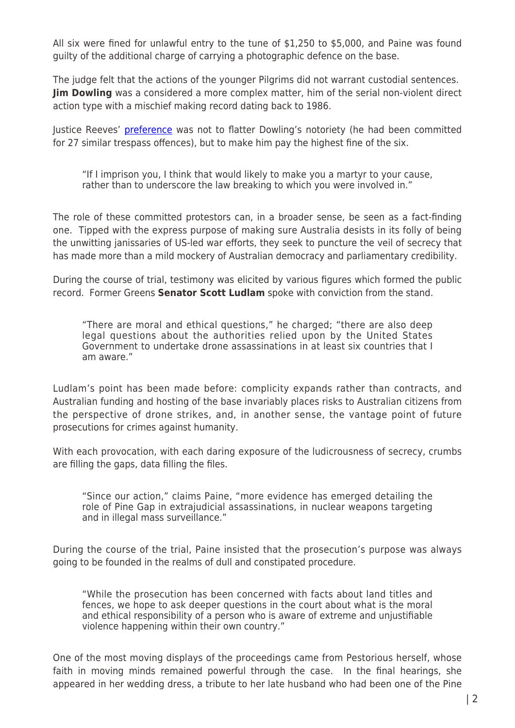All six were fined for unlawful entry to the tune of $1,250 to $5,000, and Paine was found guilty of the additional charge of carrying a photographic defence on the base.

The judge felt that the actions of the younger Pilgrims did not warrant custodial sentences. **Jim Dowling** was a considered a more complex matter, him of the serial non-violent direct action type with a mischief making record dating back to 1986.

Justice Reeves' [preference] was not to flatter Dowling's notoriety (he had been committed for 27 similar trespass offences), but to make him pay the highest fine of the six.

> "If I imprison you, I think that would likely to make you a martyr to your cause, rather than to underscore the law breaking to which you were involved in."

The role of these committed protestors can, in a broader sense, be seen as a fact-finding one. Tipped with the express purpose of making sure Australia desists in its folly of being the unwitting janissaries of US-led war efforts, they seek to puncture the veil of secrecy that has made more than a mild mockery of Australian democracy and parliamentary credibility.

During the course of trial, testimony was elicited by various figures which formed the public record. Former Greens **Senator Scott Ludlam** spoke with conviction from the stand.

> "There are moral and ethical questions," he charged; "there are also deep legal questions about the authorities relied upon by the United States Government to undertake drone assassinations in at least six countries that I am aware."

Ludlam's point has been made before: complicity expands rather than contracts, and Australian funding and hosting of the base invariably places risks to Australian citizens from the perspective of drone strikes, and, in another sense, the vantage point of future prosecutions for crimes against humanity.

With each provocation, with each daring exposure of the ludicrousness of secrecy, crumbs are filling the gaps, data filling the files.

> "Since our action," claims Paine, "more evidence has emerged detailing the role of Pine Gap in extrajudicial assassinations, in nuclear weapons targeting and in illegal mass surveillance."

During the course of the trial, Paine insisted that the prosecution's purpose was always going to be founded in the realms of dull and constipated procedure.

> "While the prosecution has been concerned with facts about land titles and fences, we hope to ask deeper questions in the court about what is the moral and ethical responsibility of a person who is aware of extreme and unjustifiable violence happening within their own country."

One of the most moving displays of the proceedings came from Pestorious herself, whose faith in moving minds remained powerful through the case. In the final hearings, she appeared in her wedding dress, a tribute to her late husband who had been one of the Pine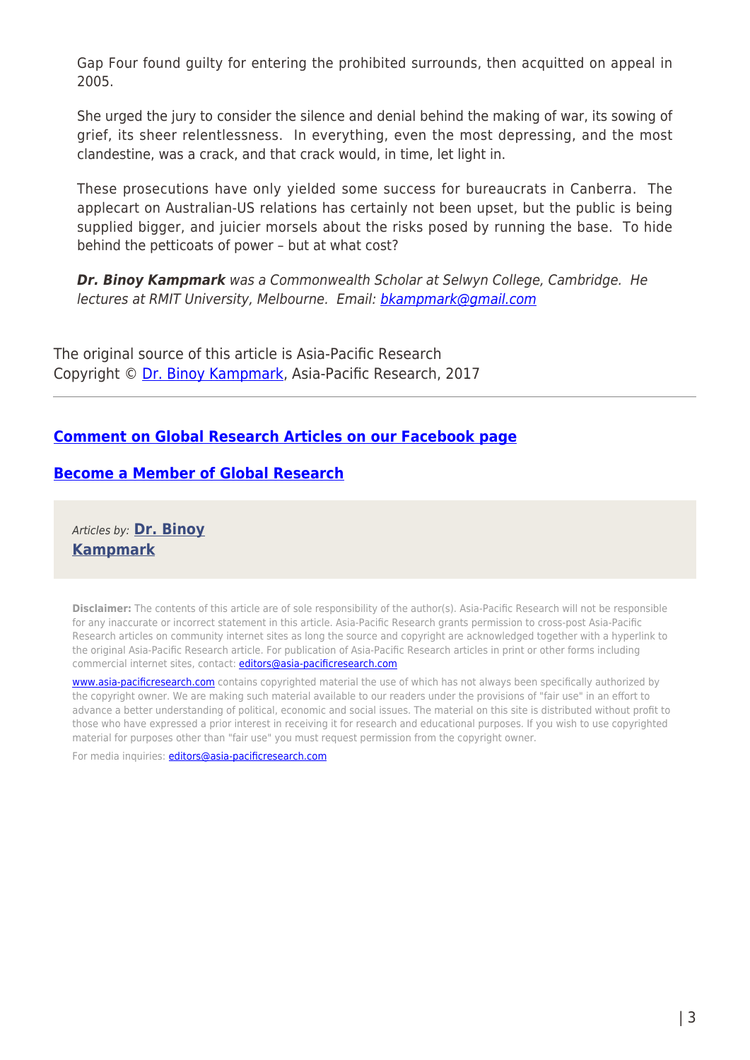Gap Four found guilty for entering the prohibited surrounds, then acquitted on appeal in 2005.

She urged the jury to consider the silence and denial behind the making of war, its sowing of grief, its sheer relentlessness. In everything, even the most depressing, and the most clandestine, was a crack, and that crack would, in time, let light in.

These prosecutions have only yielded some success for bureaucrats in Canberra. The applecart on Australian-US relations has certainly not been upset, but the public is being supplied bigger, and juicier morsels about the risks posed by running the base. To hide behind the petticoats of power – but at what cost?

***Dr. Binoy Kampmark*** *was a Commonwealth Scholar at Selwyn College, Cambridge. He lectures at RMIT University, Melbourne. Email: bkampmark@gmail.com*

The original source of this article is Asia-Pacific Research
Copyright © Dr. Binoy Kampmark, Asia-Pacific Research, 2017

---

**Comment on Global Research Articles on our Facebook page**

**Become a Member of Global Research**

*Articles by:* **Dr. Binoy Kampmark**

**Disclaimer:** The contents of this article are of sole responsibility of the author(s). Asia-Pacific Research will not be responsible for any inaccurate or incorrect statement in this article. Asia-Pacific Research grants permission to cross-post Asia-Pacific Research articles on community internet sites as long the source and copyright are acknowledged together with a hyperlink to the original Asia-Pacific Research article. For publication of Asia-Pacific Research articles in print or other forms including commercial internet sites, contact: editors@asia-pacificresearch.com

www.asia-pacificresearch.com contains copyrighted material the use of which has not always been specifically authorized by the copyright owner. We are making such material available to our readers under the provisions of "fair use" in an effort to advance a better understanding of political, economic and social issues. The material on this site is distributed without profit to those who have expressed a prior interest in receiving it for research and educational purposes. If you wish to use copyrighted material for purposes other than "fair use" you must request permission from the copyright owner.

For media inquiries: editors@asia-pacificresearch.com